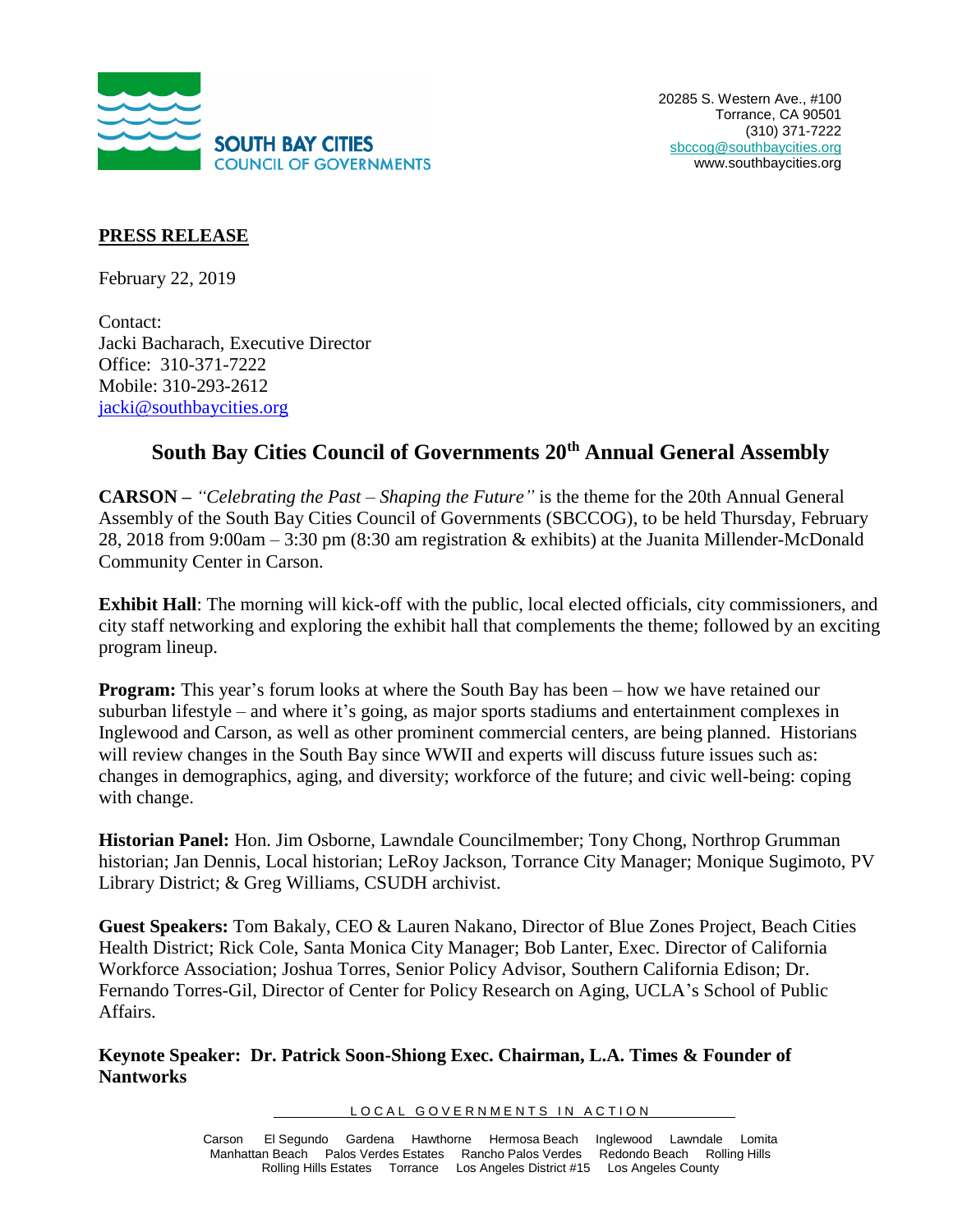**SOUTH BAY CITIES**
**COUNCIL OF GOVERNMENTS**

20285 S. Western Ave., #100
Torrance, CA 90501
(310) 371-7222
sbccog@southbaycities.org
www.southbaycities.org

**PRESS RELEASE**

February 22, 2019

Contact:
Jacki Bacharach, Executive Director
Office: 310-371-7222
Mobile: 310-293-2612
jacki@southbaycities.org

## South Bay Cities Council of Governments 20th Annual General Assembly

**CARSON –** *"Celebrating the Past – Shaping the Future"* is the theme for the 20th Annual General Assembly of the South Bay Cities Council of Governments (SBCCOG), to be held Thursday, February 28, 2018 from 9:00am – 3:30 pm (8:30 am registration & exhibits) at the Juanita Millender-McDonald Community Center in Carson.

**Exhibit Hall**: The morning will kick-off with the public, local elected officials, city commissioners, and city staff networking and exploring the exhibit hall that complements the theme; followed by an exciting program lineup.

**Program:** This year's forum looks at where the South Bay has been – how we have retained our suburban lifestyle – and where it's going, as major sports stadiums and entertainment complexes in Inglewood and Carson, as well as other prominent commercial centers, are being planned. Historians will review changes in the South Bay since WWII and experts will discuss future issues such as: changes in demographics, aging, and diversity; workforce of the future; and civic well-being: coping with change.

**Historian Panel:** Hon. Jim Osborne, Lawndale Councilmember; Tony Chong, Northrop Grumman historian; Jan Dennis, Local historian; LeRoy Jackson, Torrance City Manager; Monique Sugimoto, PV Library District; & Greg Williams, CSUDH archivist.

**Guest Speakers:** Tom Bakaly, CEO & Lauren Nakano, Director of Blue Zones Project, Beach Cities Health District; Rick Cole, Santa Monica City Manager; Bob Lanter, Exec. Director of California Workforce Association; Joshua Torres, Senior Policy Advisor, Southern California Edison; Dr. Fernando Torres-Gil, Director of Center for Policy Research on Aging, UCLA's School of Public Affairs.

**Keynote Speaker: Dr. Patrick Soon-Shiong Exec. Chairman, L.A. Times & Founder of Nantworks**

LOCAL GOVERNMENTS IN ACTION

Carson El Segundo Gardena Hawthorne Hermosa Beach Inglewood Lawndale Lomita Manhattan Beach Palos Verdes Estates Rancho Palos Verdes Redondo Beach Rolling Hills Rolling Hills Estates Torrance Los Angeles District #15 Los Angeles County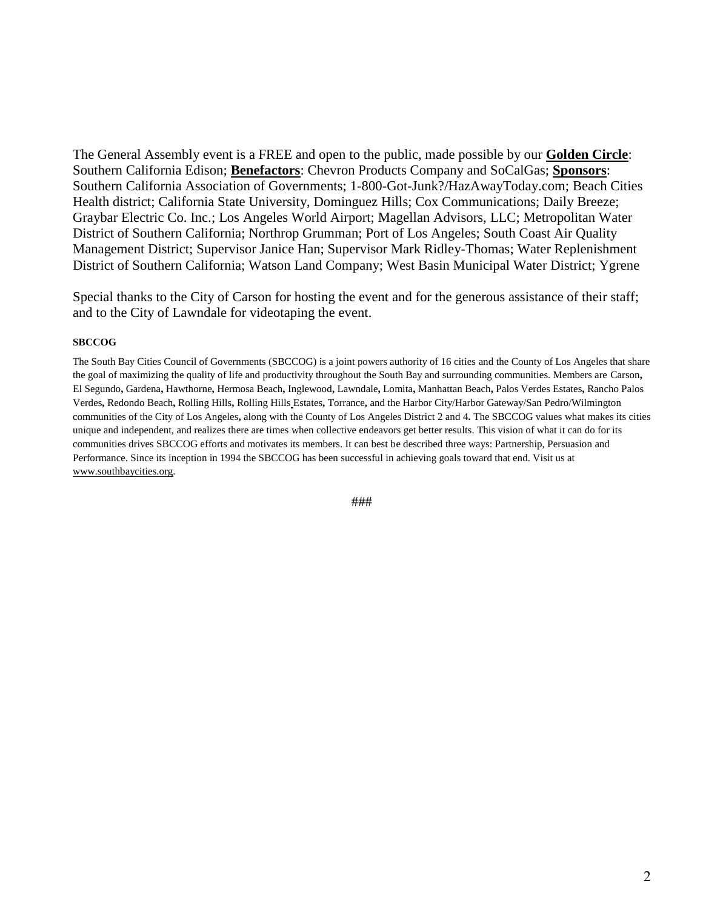The General Assembly event is a FREE and open to the public, made possible by our **Golden Circle**: Southern California Edison; **Benefactors**: Chevron Products Company and SoCalGas; **Sponsors**: Southern California Association of Governments; 1-800-Got-Junk?/HazAwayToday.com; Beach Cities Health district; California State University, Dominguez Hills; Cox Communications; Daily Breeze; Graybar Electric Co. Inc.; Los Angeles World Airport; Magellan Advisors, LLC; Metropolitan Water District of Southern California; Northrop Grumman; Port of Los Angeles; South Coast Air Quality Management District; Supervisor Janice Han; Supervisor Mark Ridley-Thomas; Water Replenishment District of Southern California; Watson Land Company; West Basin Municipal Water District; Ygrene

Special thanks to the City of Carson for hosting the event and for the generous assistance of their staff; and to the City of Lawndale for videotaping the event.

**SBCCOG**

The South Bay Cities Council of Governments (SBCCOG) is a joint powers authority of 16 cities and the County of Los Angeles that share the goal of maximizing the quality of life and productivity throughout the South Bay and surrounding communities. Members are Carson, El Segundo, Gardena, Hawthorne, Hermosa Beach, Inglewood, Lawndale, Lomita, Manhattan Beach, Palos Verdes Estates, Rancho Palos Verdes, Redondo Beach, Rolling Hills, Rolling Hills Estates, Torrance, and the Harbor City/Harbor Gateway/San Pedro/Wilmington communities of the City of Los Angeles, along with the County of Los Angeles District 2 and 4. The SBCCOG values what makes its cities unique and independent, and realizes there are times when collective endeavors get better results. This vision of what it can do for its communities drives SBCCOG efforts and motivates its members. It can best be described three ways: Partnership, Persuasion and Performance. Since its inception in 1994 the SBCCOG has been successful in achieving goals toward that end. Visit us at www.southbaycities.org.

###